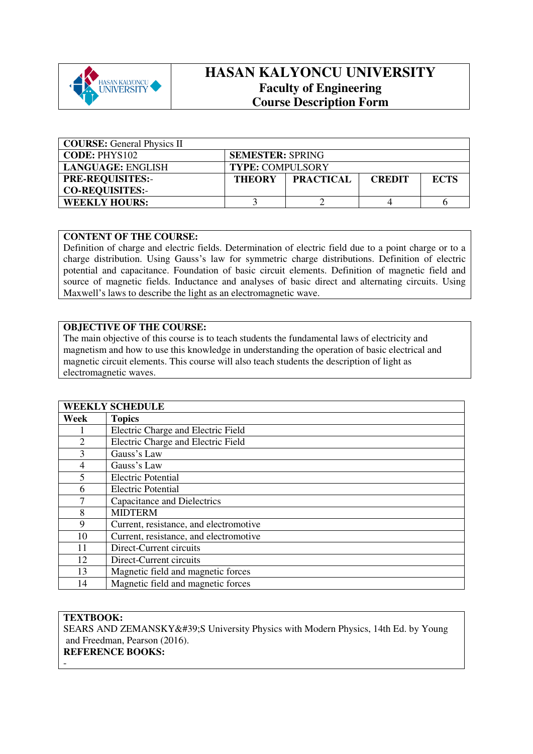# HASAN KALYONCU UNIVERSITY

## Faculty of Engineering

## Course Description Form

| **COURSE:** General Physics II | | | | |
|---|---|---|---|---|
| **CODE:** PHYS102 | **SEMESTER:** SPRING | | | |
| **LANGUAGE:** ENGLISH | **TYPE:** COMPULSORY | | | |
| **PRE-REQUISITES:**-<br>**CO-REQUISITES:**- | **THEORY** | **PRACTICAL** | **CREDIT** | **ECTS** |
| **WEEKLY HOURS:** | 3 | 2 | 4 | 6 |

**CONTENT OF THE COURSE:**

Definition of charge and electric fields. Determination of electric field due to a point charge or to a charge distribution. Using Gauss's law for symmetric charge distributions. Definition of electric potential and capacitance. Foundation of basic circuit elements. Definition of magnetic field and source of magnetic fields. Inductance and analyses of basic direct and alternating circuits. Using Maxwell's laws to describe the light as an electromagnetic wave.

**OBJECTIVE OF THE COURSE:**

The main objective of this course is to teach students the fundamental laws of electricity and magnetism and how to use this knowledge in understanding the operation of basic electrical and magnetic circuit elements. This course will also teach students the description of light as electromagnetic waves.

| **WEEKLY SCHEDULE** | |
|---|---|
| **Week** | **Topics** |
| 1 | Electric Charge and Electric Field |
| 2 | Electric Charge and Electric Field |
| 3 | Gauss's Law |
| 4 | Gauss's Law |
| 5 | Electric Potential |
| 6 | Electric Potential |
| 7 | Capacitance and Dielectrics |
| 8 | MIDTERM |
| 9 | Current, resistance, and electromotive |
| 10 | Current, resistance, and electromotive |
| 11 | Direct-Current circuits |
| 12 | Direct-Current circuits |
| 13 | Magnetic field and magnetic forces |
| 14 | Magnetic field and magnetic forces |

**TEXTBOOK:**

SEARS AND ZEMANSKY&#39;S University Physics with Modern Physics, 14th Ed. by Young and Freedman, Pearson (2016).

**REFERENCE BOOKS:**

-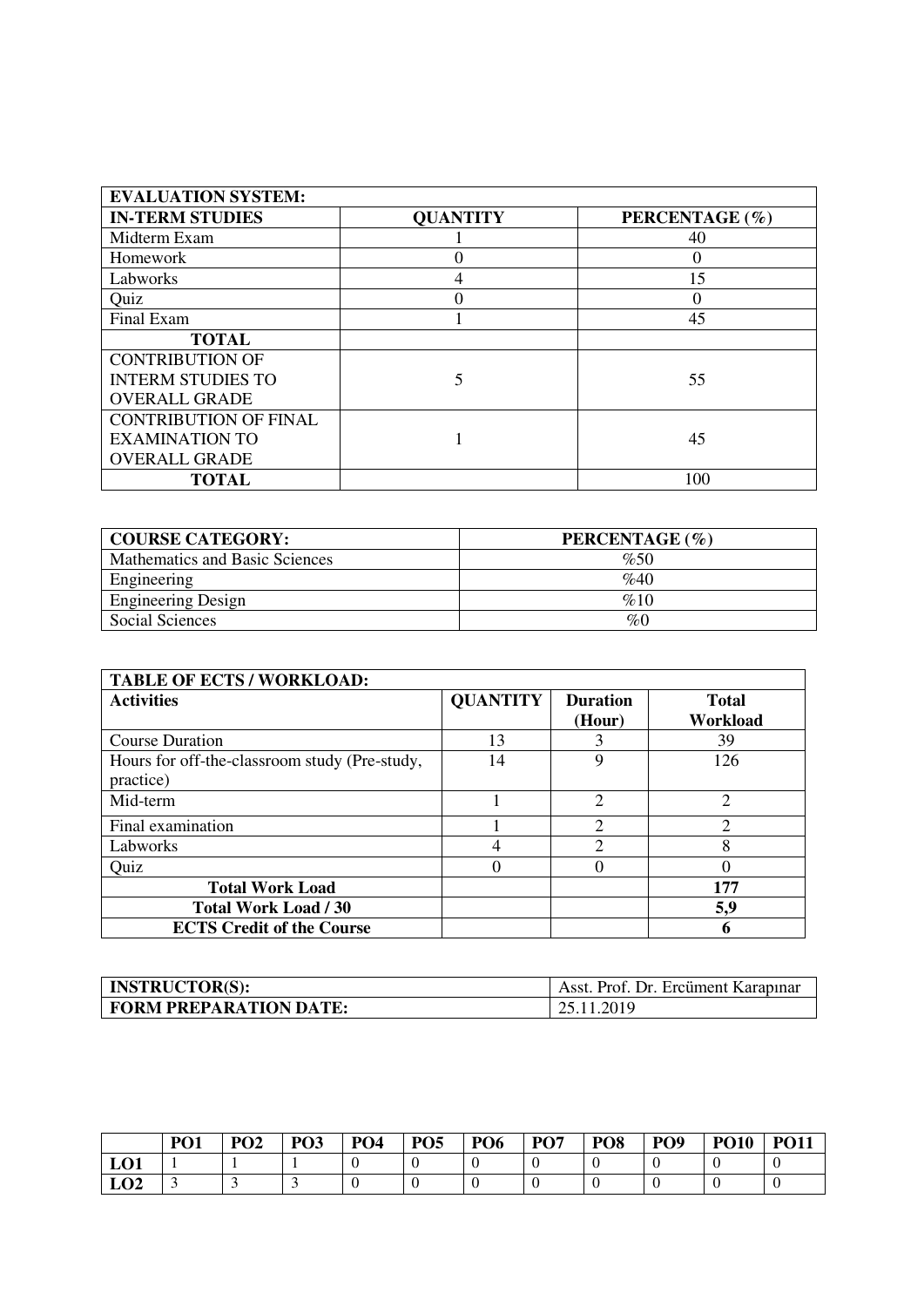| EVALUATION SYSTEM: | | |
|---|---|---|
| **IN-TERM STUDIES** | **QUANTITY** | **PERCENTAGE (%)** |
| Midterm Exam | 1 | 40 |
| Homework | 0 | 0 |
| Labworks | 4 | 15 |
| Quiz | 0 | 0 |
| Final Exam | 1 | 45 |
| **TOTAL** | | |
| CONTRIBUTION OF INTERM STUDIES TO OVERALL GRADE | 5 | 55 |
| CONTRIBUTION OF FINAL EXAMINATION TO OVERALL GRADE | 1 | 45 |
| **TOTAL** | | 100 |

| COURSE CATEGORY: | PERCENTAGE (%) |
|---|---|
| Mathematics and Basic Sciences | %50 |
| Engineering | %40 |
| Engineering Design | %10 |
| Social Sciences | %0 |

| TABLE OF ECTS / WORKLOAD: | | | |
|---|---|---|---|
| **Activities** | **QUANTITY** | **Duration (Hour)** | **Total Workload** |
| Course Duration | 13 | 3 | 39 |
| Hours for off-the-classroom study (Pre-study, practice) | 14 | 9 | 126 |
| Mid-term | 1 | 2 | 2 |
| Final examination | 1 | 2 | 2 |
| Labworks | 4 | 2 | 8 |
| Quiz | 0 | 0 | 0 |
| **Total Work Load** | | | **177** |
| **Total Work Load / 30** | | | **5,9** |
| **ECTS Credit of the Course** | | | **6** |

| INSTRUCTOR(S): | Asst. Prof. Dr. Ercüment Karapınar |
|---|---|
| **FORM PREPARATION DATE:** | 25.11.2019 |

| | PO1 | PO2 | PO3 | PO4 | PO5 | PO6 | PO7 | PO8 | PO9 | PO10 | PO11 |
|---|---|---|---|---|---|---|---|---|---|---|---|
| **LO1** | 1 | 1 | 1 | 0 | 0 | 0 | 0 | 0 | 0 | 0 | 0 |
| **LO2** | 3 | 3 | 3 | 0 | 0 | 0 | 0 | 0 | 0 | 0 | 0 |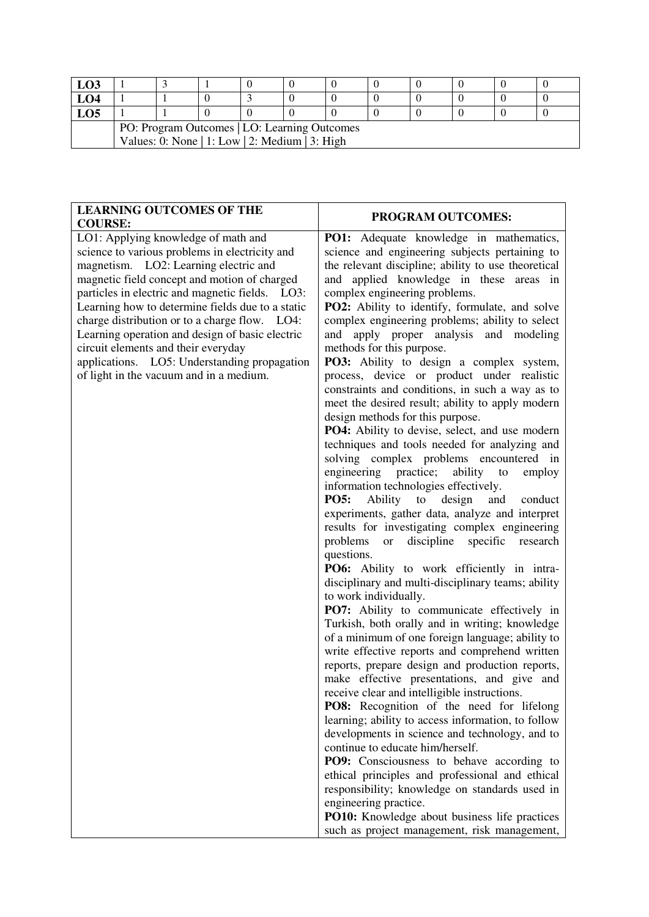| | | | | | | | | | | | |
|---|---|---|---|---|---|---|---|---|---|---|---|
| **LO3** | 1 | 3 | 1 | 0 | 0 | 0 | 0 | 0 | 0 | 0 | 0 |
| **LO4** | 1 | 1 | 0 | 3 | 0 | 0 | 0 | 0 | 0 | 0 | 0 |
| **LO5** | 1 | 1 | 0 | 0 | 0 | 0 | 0 | 0 | 0 | 0 | 0 |
| | PO: Program Outcomes \| LO: Learning Outcomes<br>Values: 0: None \| 1: Low \| 2: Medium \| 3: High | | | | | | | | | | |

| **LEARNING OUTCOMES OF THE COURSE:** | **PROGRAM OUTCOMES:** |
|---|---|
| LO1: Applying knowledge of math and science to various problems in electricity and magnetism. LO2: Learning electric and magnetic field concept and motion of charged particles in electric and magnetic fields. LO3: Learning how to determine fields due to a static charge distribution or to a charge flow. LO4: Learning operation and design of basic electric circuit elements and their everyday applications. LO5: Understanding propagation of light in the vacuum and in a medium. | **PO1:** Adequate knowledge in mathematics, science and engineering subjects pertaining to the relevant discipline; ability to use theoretical and applied knowledge in these areas in complex engineering problems.<br>**PO2:** Ability to identify, formulate, and solve complex engineering problems; ability to select and apply proper analysis and modeling methods for this purpose.<br>**PO3:** Ability to design a complex system, process, device or product under realistic constraints and conditions, in such a way as to meet the desired result; ability to apply modern design methods for this purpose.<br>**PO4:** Ability to devise, select, and use modern techniques and tools needed for analyzing and solving complex problems encountered in engineering practice; ability to employ information technologies effectively.<br>**PO5:** Ability to design and conduct experiments, gather data, analyze and interpret results for investigating complex engineering problems or discipline specific research questions.<br>**PO6:** Ability to work efficiently in intra-disciplinary and multi-disciplinary teams; ability to work individually.<br>**PO7:** Ability to communicate effectively in Turkish, both orally and in writing; knowledge of a minimum of one foreign language; ability to write effective reports and comprehend written reports, prepare design and production reports, make effective presentations, and give and receive clear and intelligible instructions.<br>**PO8:** Recognition of the need for lifelong learning; ability to access information, to follow developments in science and technology, and to continue to educate him/herself.<br>**PO9:** Consciousness to behave according to ethical principles and professional and ethical responsibility; knowledge on standards used in engineering practice.<br>**PO10:** Knowledge about business life practices such as project management, risk management, |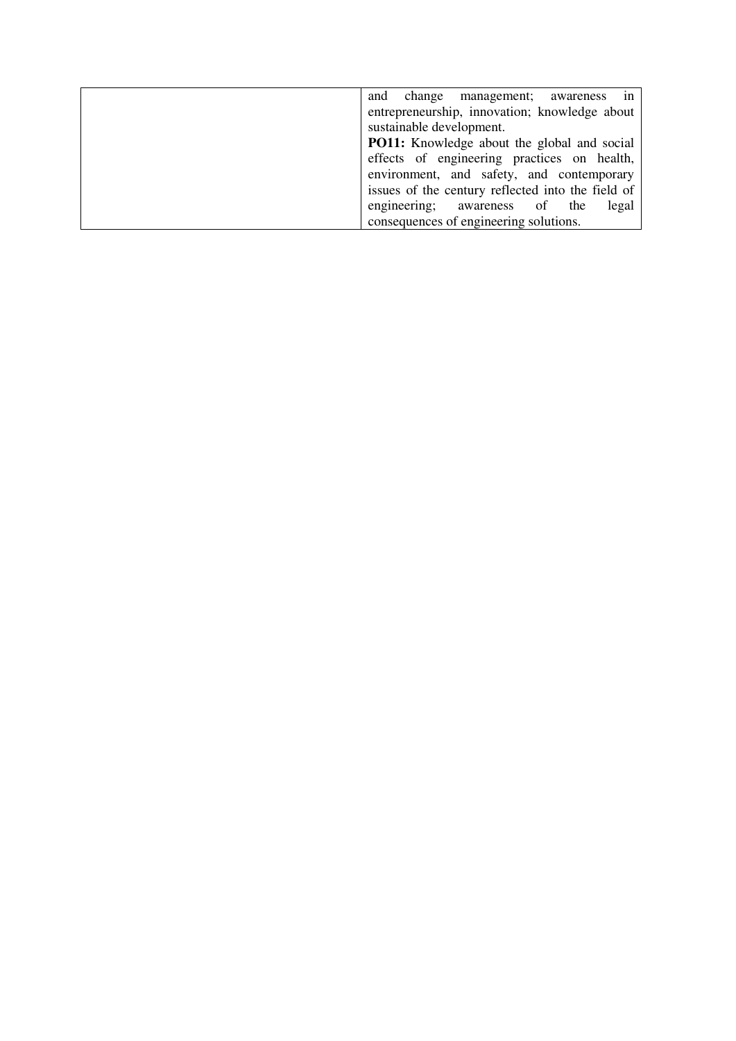| | |
|---|---|
| | and change management; awareness in entrepreneurship, innovation; knowledge about sustainable development.<br>**PO11:** Knowledge about the global and social effects of engineering practices on health, environment, and safety, and contemporary issues of the century reflected into the field of engineering; awareness of the legal consequences of engineering solutions. |